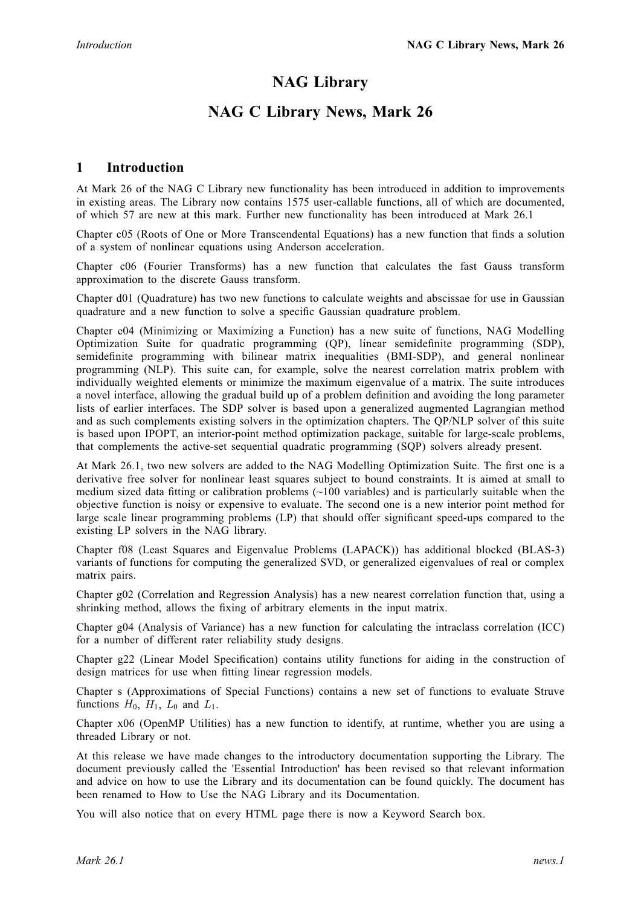# NAG Library

# NAG C Library News, Mark 26

## 1 Introduction

At Mark 26 of the NAG C Library new functionality has been introduced in addition to improvements in existing areas. The Library now contains 1575 user-callable functions, all of which are documented, of which 57 are new at this mark. Further new functionality has been introduced at Mark 26.1

Chapter c05 (Roots of One or More Transcendental Equations) has a new function that finds a solution of a system of nonlinear equations using Anderson acceleration.

Chapter c06 (Fourier Transforms) has a new function that calculates the fast Gauss transform approximation to the discrete Gauss transform.

Chapter d01 (Quadrature) has two new functions to calculate weights and abscissae for use in Gaussian quadrature and a new function to solve a specific Gaussian quadrature problem.

Chapter e04 (Minimizing or Maximizing a Function) has a new suite of functions, NAG Modelling Optimization Suite for quadratic programming (QP), linear semidefinite programming (SDP), semidefinite programming with bilinear matrix inequalities (BMI-SDP), and general nonlinear programming (NLP). This suite can, for example, solve the nearest correlation matrix problem with individually weighted elements or minimize the maximum eigenvalue of a matrix. The suite introduces a novel interface, allowing the gradual build up of a problem definition and avoiding the long parameter lists of earlier interfaces. The SDP solver is based upon a generalized augmented Lagrangian method and as such complements existing solvers in the optimization chapters. The QP/NLP solver of this suite is based upon IPOPT, an interior-point method optimization package, suitable for large-scale problems, that complements the active-set sequential quadratic programming (SQP) solvers already present.

At Mark 26.1, two new solvers are added to the NAG Modelling Optimization Suite. The first one is a derivative free solver for nonlinear least squares subject to bound constraints. It is aimed at small to medium sized data fitting or calibration problems (~100 variables) and is particularly suitable when the objective function is noisy or expensive to evaluate. The second one is a new interior point method for large scale linear programming problems (LP) that should offer significant speed-ups compared to the existing LP solvers in the NAG library.

Chapter f08 (Least Squares and Eigenvalue Problems (LAPACK)) has additional blocked (BLAS-3) variants of functions for computing the generalized SVD, or generalized eigenvalues of real or complex matrix pairs.

Chapter g02 (Correlation and Regression Analysis) has a new nearest correlation function that, using a shrinking method, allows the fixing of arbitrary elements in the input matrix.

Chapter g04 (Analysis of Variance) has a new function for calculating the intraclass correlation (ICC) for a number of different rater reliability study designs.

Chapter g22 (Linear Model Specification) contains utility functions for aiding in the construction of design matrices for use when fitting linear regression models.

Chapter s (Approximations of Special Functions) contains a new set of functions to evaluate Struve functions $H_0$, $H_1$, $L_0$ and $L_1$.

Chapter x06 (OpenMP Utilities) has a new function to identify, at runtime, whether you are using a threaded Library or not.

At this release we have made changes to the introductory documentation supporting the Library. The document previously called the 'Essential Introduction' has been revised so that relevant information and advice on how to use the Library and its documentation can be found quickly. The document has been renamed to How to Use the NAG Library and its Documentation.

You will also notice that on every HTML page there is now a Keyword Search box.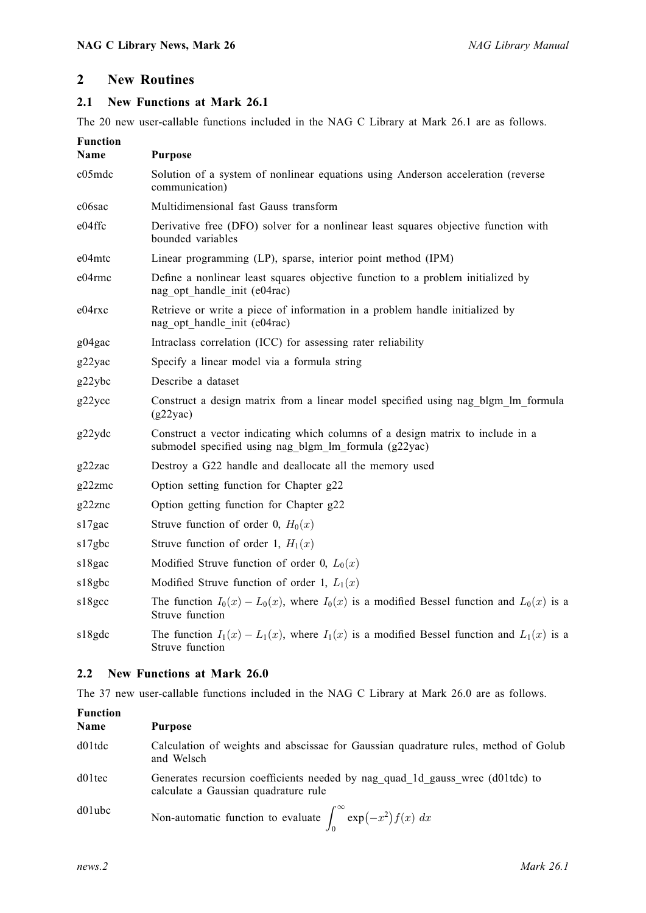## 2 New Routines

### 2.1 New Functions at Mark 26.1

The 20 new user-callable functions included in the NAG C Library at Mark 26.1 are as follows.

| Function Name | Purpose |
|---|---|
| c05mdc | Solution of a system of nonlinear equations using Anderson acceleration (reverse communication) |
| c06sac | Multidimensional fast Gauss transform |
| e04ffc | Derivative free (DFO) solver for a nonlinear least squares objective function with bounded variables |
| e04mtc | Linear programming (LP), sparse, interior point method (IPM) |
| e04rmc | Define a nonlinear least squares objective function to a problem initialized by nag_opt_handle_init (e04rac) |
| e04rxc | Retrieve or write a piece of information in a problem handle initialized by nag_opt_handle_init (e04rac) |
| g04gac | Intraclass correlation (ICC) for assessing rater reliability |
| g22yac | Specify a linear model via a formula string |
| g22ybc | Describe a dataset |
| g22ycc | Construct a design matrix from a linear model specified using nag_blgm_lm_formula (g22yac) |
| g22ydc | Construct a vector indicating which columns of a design matrix to include in a submodel specified using nag_blgm_lm_formula (g22yac) |
| g22zac | Destroy a G22 handle and deallocate all the memory used |
| g22zmc | Option setting function for Chapter g22 |
| g22znc | Option getting function for Chapter g22 |
| s17gac | Struve function of order 0, $H_0(x)$ |
| s17gbc | Struve function of order 1, $H_1(x)$ |
| s18gac | Modified Struve function of order 0, $L_0(x)$ |
| s18gbc | Modified Struve function of order 1, $L_1(x)$ |
| s18gcc | The function $I_0(x) - L_0(x)$, where $I_0(x)$ is a modified Bessel function and $L_0(x)$ is a Struve function |
| s18gdc | The function $I_1(x) - L_1(x)$, where $I_1(x)$ is a modified Bessel function and $L_1(x)$ is a Struve function |

### 2.2 New Functions at Mark 26.0

The 37 new user-callable functions included in the NAG C Library at Mark 26.0 are as follows.

| Function Name | Purpose |
|---|---|
| d01tdc | Calculation of weights and abscissae for Gaussian quadrature rules, method of Golub and Welsch |
| d01tec | Generates recursion coefficients needed by nag_quad_1d_gauss_wrec (d01tdc) to calculate a Gaussian quadrature rule |
| d01ubc | Non-automatic function to evaluate $\int_0^\infty \exp(-x^2) f(x)\, dx$ |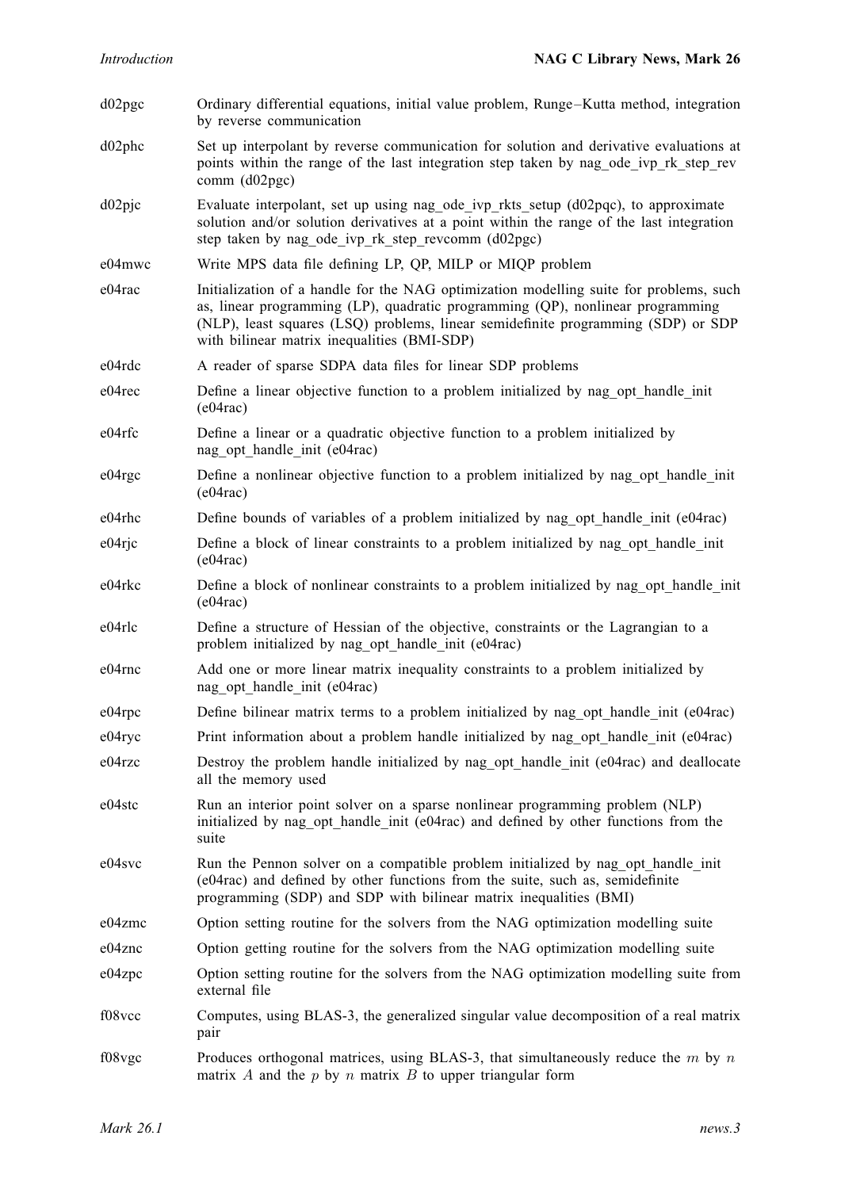| | |
|---|---|
| d02pgc | Ordinary differential equations, initial value problem, Runge–Kutta method, integration by reverse communication |
| d02phc | Set up interpolant by reverse communication for solution and derivative evaluations at points within the range of the last integration step taken by nag_ode_ivp_rk_step_revcomm (d02pgc) |
| d02pjc | Evaluate interpolant, set up using nag_ode_ivp_rkts_setup (d02pqc), to approximate solution and/or solution derivatives at a point within the range of the last integration step taken by nag_ode_ivp_rk_step_revcomm (d02pgc) |
| e04mwc | Write MPS data file defining LP, QP, MILP or MIQP problem |
| e04rac | Initialization of a handle for the NAG optimization modelling suite for problems, such as, linear programming (LP), quadratic programming (QP), nonlinear programming (NLP), least squares (LSQ) problems, linear semidefinite programming (SDP) or SDP with bilinear matrix inequalities (BMI-SDP) |
| e04rdc | A reader of sparse SDPA data files for linear SDP problems |
| e04rec | Define a linear objective function to a problem initialized by nag_opt_handle_init (e04rac) |
| e04rfc | Define a linear or a quadratic objective function to a problem initialized by nag_opt_handle_init (e04rac) |
| e04rgc | Define a nonlinear objective function to a problem initialized by nag_opt_handle_init (e04rac) |
| e04rhc | Define bounds of variables of a problem initialized by nag_opt_handle_init (e04rac) |
| e04rjc | Define a block of linear constraints to a problem initialized by nag_opt_handle_init (e04rac) |
| e04rkc | Define a block of nonlinear constraints to a problem initialized by nag_opt_handle_init (e04rac) |
| e04rlc | Define a structure of Hessian of the objective, constraints or the Lagrangian to a problem initialized by nag_opt_handle_init (e04rac) |
| e04rnc | Add one or more linear matrix inequality constraints to a problem initialized by nag_opt_handle_init (e04rac) |
| e04rpc | Define bilinear matrix terms to a problem initialized by nag_opt_handle_init (e04rac) |
| e04ryc | Print information about a problem handle initialized by nag_opt_handle_init (e04rac) |
| e04rzc | Destroy the problem handle initialized by nag_opt_handle_init (e04rac) and deallocate all the memory used |
| e04stc | Run an interior point solver on a sparse nonlinear programming problem (NLP) initialized by nag_opt_handle_init (e04rac) and defined by other functions from the suite |
| e04svc | Run the Pennon solver on a compatible problem initialized by nag_opt_handle_init (e04rac) and defined by other functions from the suite, such as, semidefinite programming (SDP) and SDP with bilinear matrix inequalities (BMI) |
| e04zmc | Option setting routine for the solvers from the NAG optimization modelling suite |
| e04znc | Option getting routine for the solvers from the NAG optimization modelling suite |
| e04zpc | Option setting routine for the solvers from the NAG optimization modelling suite from external file |
| f08vcc | Computes, using BLAS-3, the generalized singular value decomposition of a real matrix pair |
| f08vgc | Produces orthogonal matrices, using BLAS-3, that simultaneously reduce the $m$ by $n$ matrix $A$ and the $p$ by $n$ matrix $B$ to upper triangular form |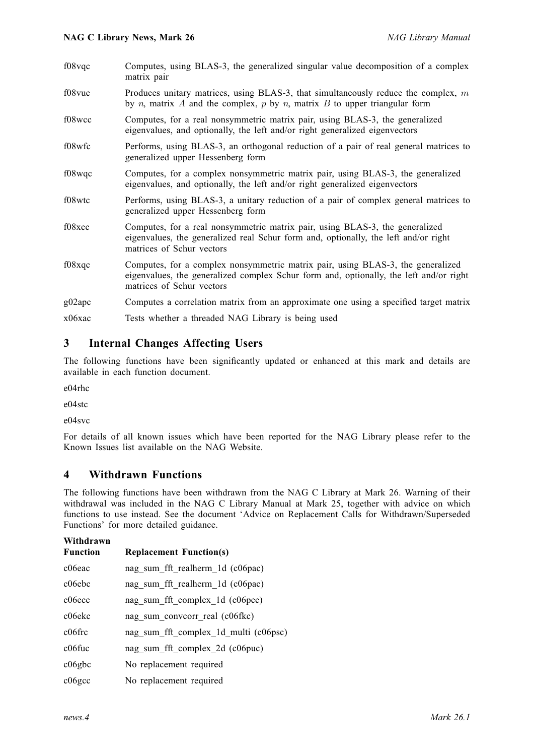| | |
|---|---|
| f08vqc | Computes, using BLAS-3, the generalized singular value decomposition of a complex matrix pair |
| f08vuc | Produces unitary matrices, using BLAS-3, that simultaneously reduce the complex, $m$ by $n$, matrix $A$ and the complex, $p$ by $n$, matrix $B$ to upper triangular form |
| f08wcc | Computes, for a real nonsymmetric matrix pair, using BLAS-3, the generalized eigenvalues, and optionally, the left and/or right generalized eigenvectors |
| f08wfc | Performs, using BLAS-3, an orthogonal reduction of a pair of real general matrices to generalized upper Hessenberg form |
| f08wqc | Computes, for a complex nonsymmetric matrix pair, using BLAS-3, the generalized eigenvalues, and optionally, the left and/or right generalized eigenvectors |
| f08wtc | Performs, using BLAS-3, a unitary reduction of a pair of complex general matrices to generalized upper Hessenberg form |
| f08xcc | Computes, for a real nonsymmetric matrix pair, using BLAS-3, the generalized eigenvalues, the generalized real Schur form and, optionally, the left and/or right matrices of Schur vectors |
| f08xqc | Computes, for a complex nonsymmetric matrix pair, using BLAS-3, the generalized eigenvalues, the generalized complex Schur form and, optionally, the left and/or right matrices of Schur vectors |
| g02apc | Computes a correlation matrix from an approximate one using a specified target matrix |
| x06xac | Tests whether a threaded NAG Library is being used |

## 3 Internal Changes Affecting Users

The following functions have been significantly updated or enhanced at this mark and details are available in each function document.

e04rhc

e04stc

e04svc

For details of all known issues which have been reported for the NAG Library please refer to the Known Issues list available on the NAG Website.

## 4 Withdrawn Functions

The following functions have been withdrawn from the NAG C Library at Mark 26. Warning of their withdrawal was included in the NAG C Library Manual at Mark 25, together with advice on which functions to use instead. See the document 'Advice on Replacement Calls for Withdrawn/Superseded Functions' for more detailed guidance.

| Withdrawn Function | Replacement Function(s) |
|---|---|
| c06eac | nag_sum_fft_realherm_1d (c06pac) |
| c06ebc | nag_sum_fft_realherm_1d (c06pac) |
| c06ecc | nag_sum_fft_complex_1d (c06pcc) |
| c06ekc | nag_sum_convcorr_real (c06fkc) |
| c06frc | nag_sum_fft_complex_1d_multi (c06psc) |
| c06fuc | nag_sum_fft_complex_2d (c06puc) |
| c06gbc | No replacement required |
| c06gcc | No replacement required |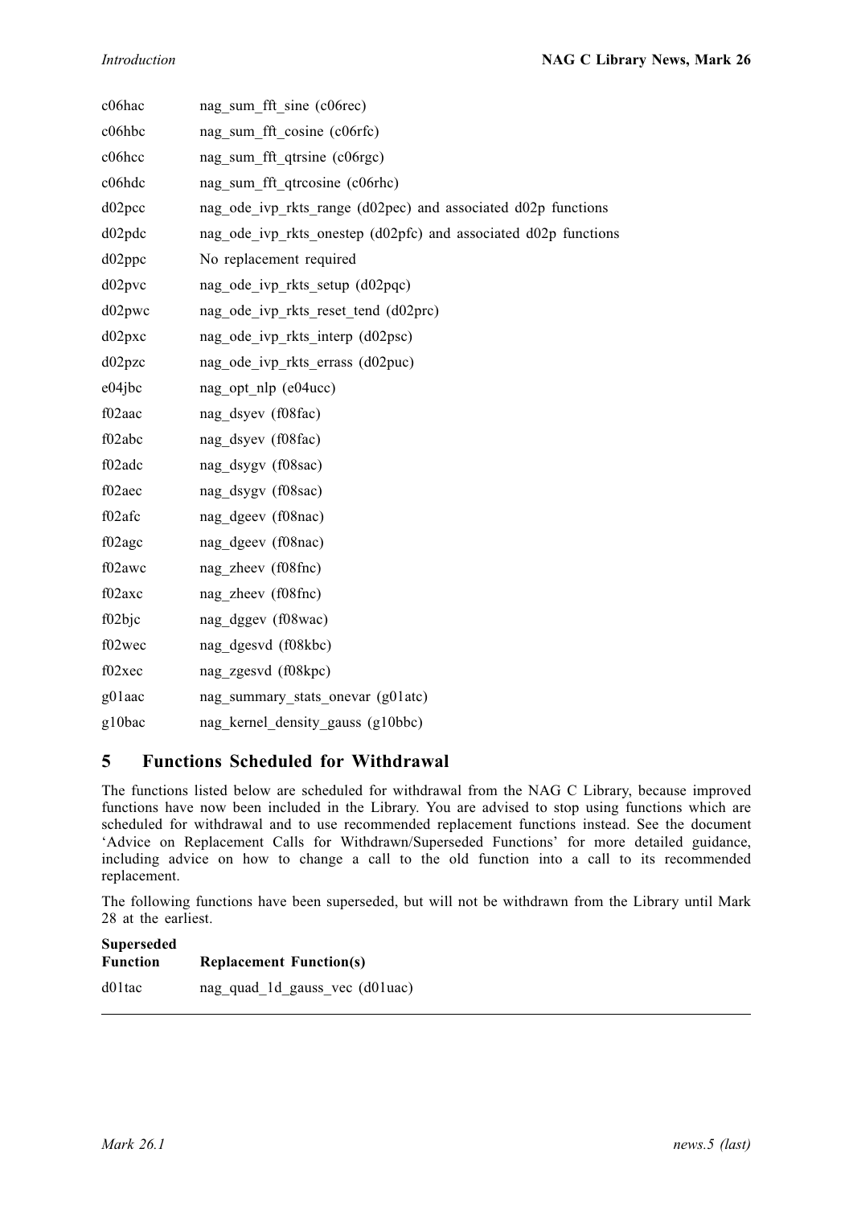| | |
|---|---|
| c06hac | nag_sum_fft_sine (c06rec) |
| c06hbc | nag_sum_fft_cosine (c06rfc) |
| c06hcc | nag_sum_fft_qtrsine (c06rgc) |
| c06hdc | nag_sum_fft_qtrcosine (c06rhc) |
| d02pcc | nag_ode_ivp_rkts_range (d02pec) and associated d02p functions |
| d02pdc | nag_ode_ivp_rkts_onestep (d02pfc) and associated d02p functions |
| d02ppc | No replacement required |
| d02pvc | nag_ode_ivp_rkts_setup (d02pqc) |
| d02pwc | nag_ode_ivp_rkts_reset_tend (d02prc) |
| d02pxc | nag_ode_ivp_rkts_interp (d02psc) |
| d02pzc | nag_ode_ivp_rkts_errass (d02puc) |
| e04jbc | nag_opt_nlp (e04ucc) |
| f02aac | nag_dsyev (f08fac) |
| f02abc | nag_dsyev (f08fac) |
| f02adc | nag_dsygv (f08sac) |
| f02aec | nag_dsygv (f08sac) |
| f02afc | nag_dgeev (f08nac) |
| f02agc | nag_dgeev (f08nac) |
| f02awc | nag_zheev (f08fnc) |
| f02axc | nag_zheev (f08fnc) |
| f02bjc | nag_dggev (f08wac) |
| f02wec | nag_dgesvd (f08kbc) |
| f02xec | nag_zgesvd (f08kpc) |
| g01aac | nag_summary_stats_onevar (g01atc) |
| g10bac | nag_kernel_density_gauss (g10bbc) |

## 5 Functions Scheduled for Withdrawal

The functions listed below are scheduled for withdrawal from the NAG C Library, because improved functions have now been included in the Library. You are advised to stop using functions which are scheduled for withdrawal and to use recommended replacement functions instead. See the document 'Advice on Replacement Calls for Withdrawn/Superseded Functions' for more detailed guidance, including advice on how to change a call to the old function into a call to its recommended replacement.

The following functions have been superseded, but will not be withdrawn from the Library until Mark 28 at the earliest.

| **Superseded Function** | **Replacement Function(s)** |
|---|---|
| d01tac | nag_quad_1d_gauss_vec (d01uac) |